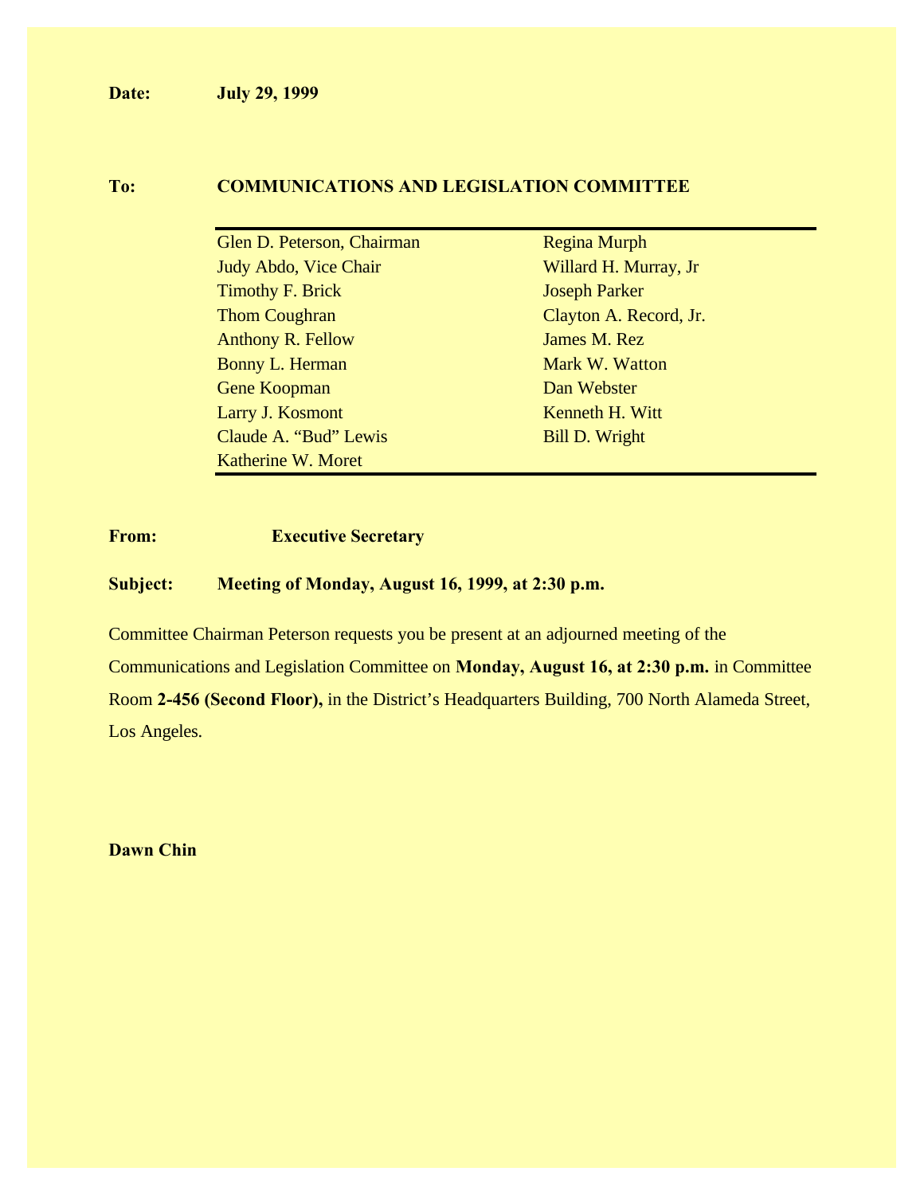**Date:** **July 29, 1999**

**To:** **COMMUNICATIONS AND LEGISLATION COMMITTEE**

Glen D. Peterson, Chairman
Judy Abdo, Vice Chair
Timothy F. Brick
Thom Coughran
Anthony R. Fellow
Bonny L. Herman
Gene Koopman
Larry J. Kosmont
Claude A. "Bud" Lewis
Katherine W. Moret
Regina Murph
Willard H. Murray, Jr
Joseph Parker
Clayton A. Record, Jr.
James M. Rez
Mark W. Watton
Dan Webster
Kenneth H. Witt
Bill D. Wright

**From:** **Executive Secretary**

**Subject:** **Meeting of Monday, August 16, 1999, at 2:30 p.m.**

Committee Chairman Peterson requests you be present at an adjourned meeting of the Communications and Legislation Committee on **Monday, August 16, at 2:30 p.m.** in Committee Room **2-456 (Second Floor),** in the District's Headquarters Building, 700 North Alameda Street, Los Angeles.

**Dawn Chin**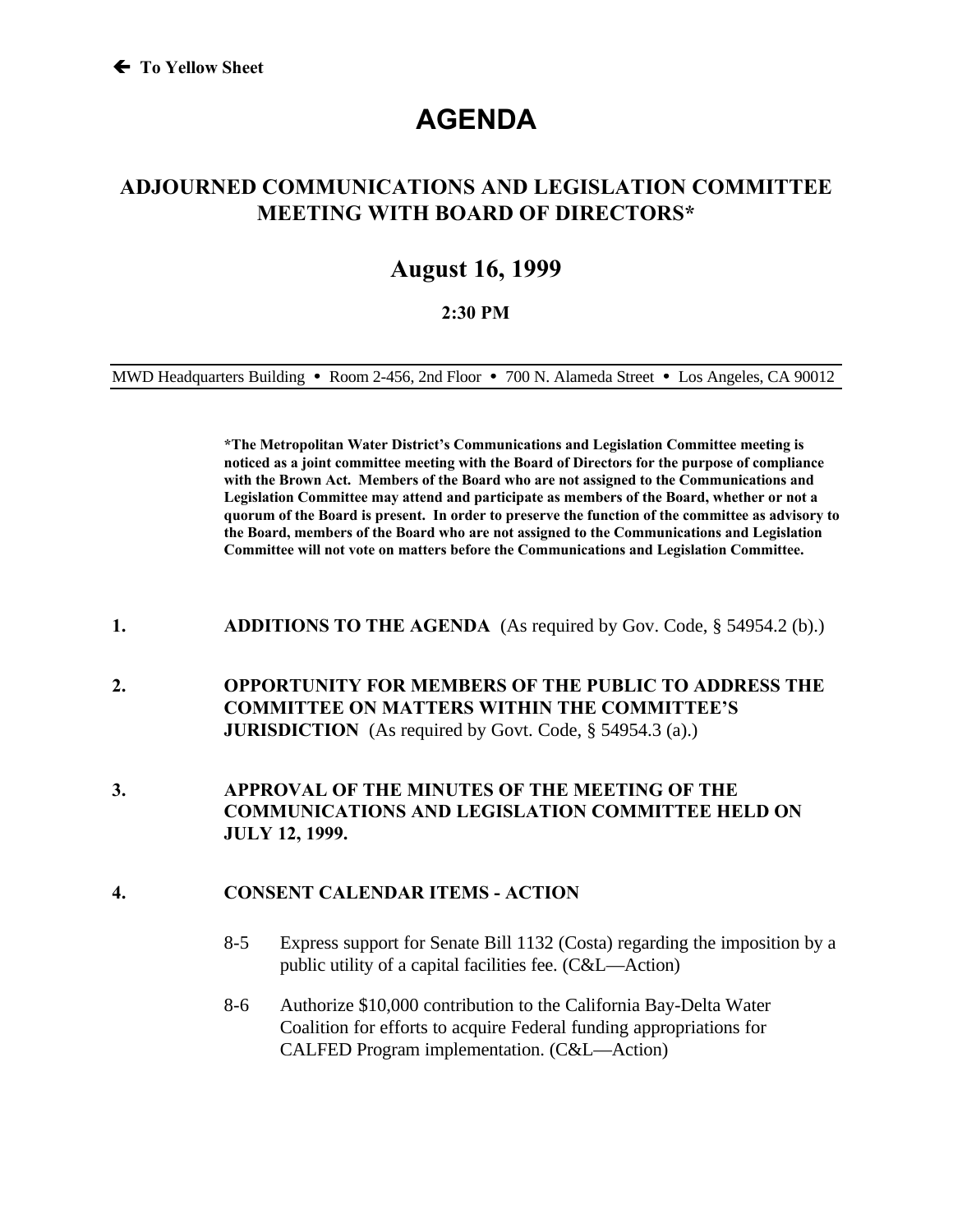← **To Yellow Sheet**

# AGENDA

## ADJOURNED COMMUNICATIONS AND LEGISLATION COMMITTEE MEETING WITH BOARD OF DIRECTORS*

## August 16, 1999

### 2:30 PM

MWD Headquarters Building • Room 2-456, 2nd Floor • 700 N. Alameda Street • Los Angeles, CA 90012

**\*The Metropolitan Water District's Communications and Legislation Committee meeting is noticed as a joint committee meeting with the Board of Directors for the purpose of compliance with the Brown Act. Members of the Board who are not assigned to the Communications and Legislation Committee may attend and participate as members of the Board, whether or not a quorum of the Board is present. In order to preserve the function of the committee as advisory to the Board, members of the Board who are not assigned to the Communications and Legislation Committee will not vote on matters before the Communications and Legislation Committee.**

**1. ADDITIONS TO THE AGENDA** (As required by Gov. Code, § 54954.2 (b).)

**2. OPPORTUNITY FOR MEMBERS OF THE PUBLIC TO ADDRESS THE COMMITTEE ON MATTERS WITHIN THE COMMITTEE'S JURISDICTION** (As required by Govt. Code, § 54954.3 (a).)

**3. APPROVAL OF THE MINUTES OF THE MEETING OF THE COMMUNICATIONS AND LEGISLATION COMMITTEE HELD ON JULY 12, 1999.**

**4. CONSENT CALENDAR ITEMS - ACTION**

8-5 Express support for Senate Bill 1132 (Costa) regarding the imposition by a public utility of a capital facilities fee. (C&L—Action)

8-6 Authorize $10,000 contribution to the California Bay-Delta Water Coalition for efforts to acquire Federal funding appropriations for CALFED Program implementation. (C&L—Action)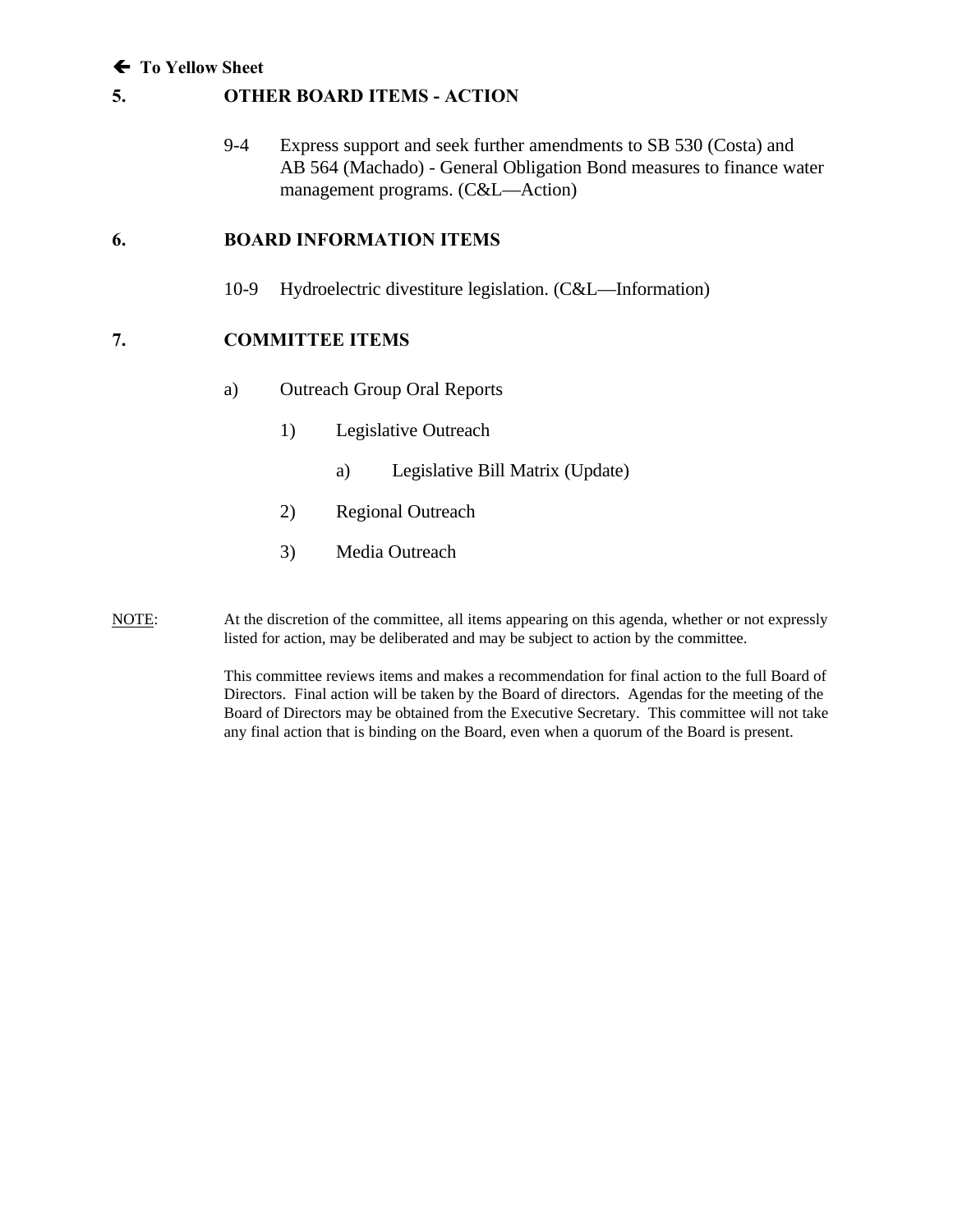🡐 **To Yellow Sheet**

## 5. OTHER BOARD ITEMS - ACTION

9-4 Express support and seek further amendments to SB 530 (Costa) and AB 564 (Machado) - General Obligation Bond measures to finance water management programs. (C&L—Action)

## 6. BOARD INFORMATION ITEMS

10-9 Hydroelectric divestiture legislation. (C&L—Information)

## 7. COMMITTEE ITEMS

a) Outreach Group Oral Reports

   1) Legislative Outreach

      a) Legislative Bill Matrix (Update)

   2) Regional Outreach

   3) Media Outreach

NOTE: At the discretion of the committee, all items appearing on this agenda, whether or not expressly listed for action, may be deliberated and may be subject to action by the committee.

This committee reviews items and makes a recommendation for final action to the full Board of Directors. Final action will be taken by the Board of directors. Agendas for the meeting of the Board of Directors may be obtained from the Executive Secretary. This committee will not take any final action that is binding on the Board, even when a quorum of the Board is present.